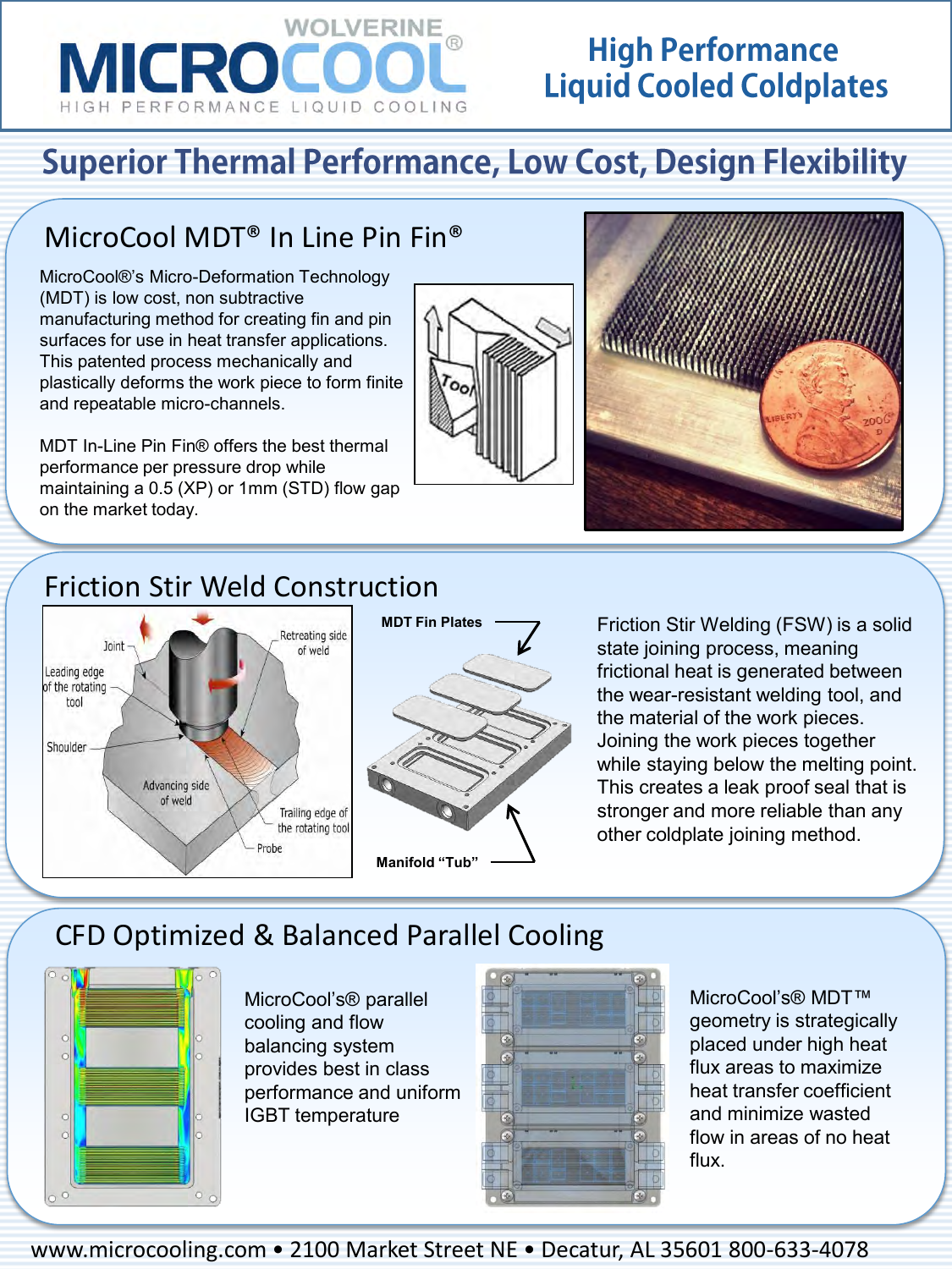# WOLVERINE MICROCOOL®

HIGH PERFORMANCE LIQUID COOLING

## High Performance Liquid Cooled Coldplates

## Superior Thermal Performance, Low Cost, Design Flexibility

### MicroCool MDT® In Line Pin Fin®

MicroCool®'s Micro-Deformation Technology (MDT) is low cost, non subtractive manufacturing method for creating fin and pin surfaces for use in heat transfer applications. This patented process mechanically and plastically deforms the work piece to form finite and repeatable micro-channels.

MDT In-Line Pin Fin® offers the best thermal performance per pressure drop while maintaining a 0.5 (XP) or 1mm (STD) flow gap on the market today.

### Friction Stir Weld Construction

Joint

Leading edge of the rotating tool

Shoulder

Retreating side of weld

Advancing side of weld

Trailing edge of the rotating tool

Probe

**MDT Fin Plates**

**Manifold "Tub"**

Friction Stir Welding (FSW) is a solid state joining process, meaning frictional heat is generated between the wear-resistant welding tool, and the material of the work pieces. Joining the work pieces together while staying below the melting point. This creates a leak proof seal that is stronger and more reliable than any other coldplate joining method.

### CFD Optimized & Balanced Parallel Cooling

MicroCool's® parallel cooling and flow balancing system provides best in class performance and uniform IGBT temperature

MicroCool's® MDT™ geometry is strategically placed under high heat flux areas to maximize heat transfer coefficient and minimize wasted flow in areas of no heat flux.

www.microcooling.com • 2100 Market Street NE • Decatur, AL 35601 800-633-4078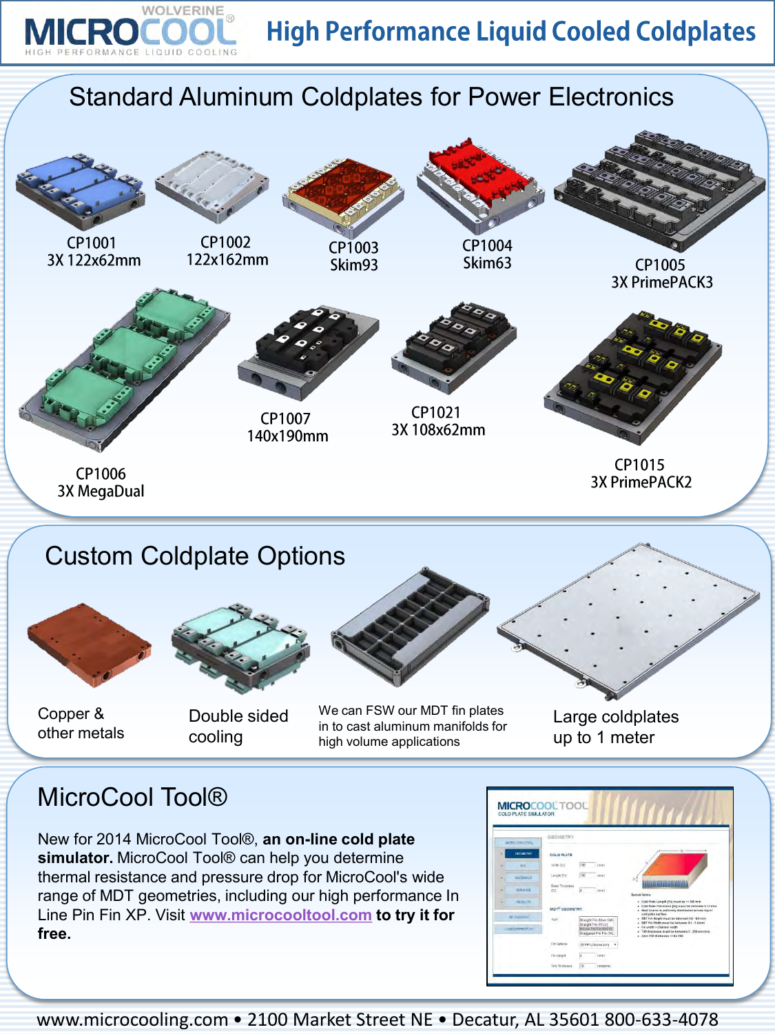# WOLVERINE MICROCOOL — HIGH PERFORMANCE LIQUID COOLING

# High Performance Liquid Cooled Coldplates

## Standard Aluminum Coldplates for Power Electronics

CP1001
3X 122x62mm

CP1002
122x162mm

CP1003
Skim93

CP1004
Skim63

CP1005
3X PrimePACK3

CP1006
3X MegaDual

CP1007
140x190mm

CP1021
3X 108x62mm

CP1015
3X PrimePACK2

## Custom Coldplate Options

Copper & other metals

Double sided cooling

We can FSW our MDT fin plates in to cast aluminum manifolds for high volume applications

Large coldplates up to 1 meter

## MicroCool Tool®

New for 2014 MicroCool Tool®, **an on-line cold plate simulator.** MicroCool Tool® can help you determine thermal resistance and pressure drop for MicroCool's wide range of MDT geometries, including our high performance In Line Pin Fin XP. Visit www.microcooltool.com **to try it for free.**

www.microcooling.com • 2100 Market Street NE • Decatur, AL 35601 800-633-4078